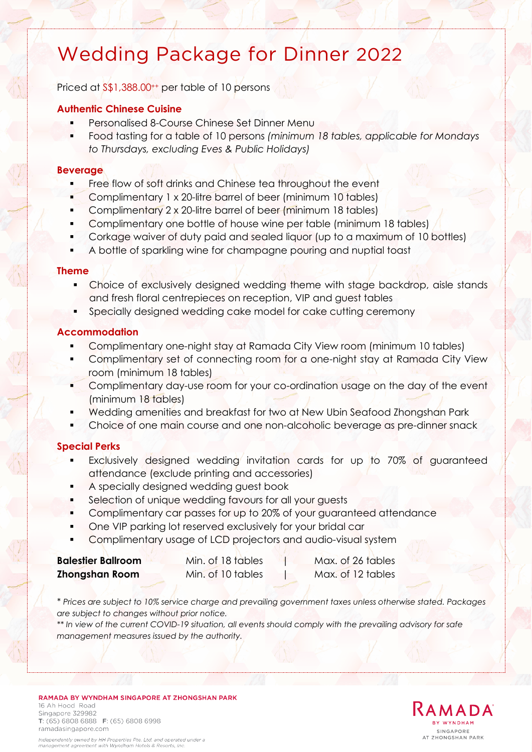# Wedding Package for Dinner 2022

Priced at S$1,388.00++ per table of 10 persons

## Authentic Chinese Cuisine

- Personalised 8-Course Chinese Set Dinner Menu
- Food tasting for a table of 10 persons *(minimum 18 tables, applicable for Mondays to Thursdays, excluding Eves & Public Holidays)*

## Beverage

- Free flow of soft drinks and Chinese tea throughout the event
- Complimentary 1 x 20-litre barrel of beer (minimum 10 tables)
- Complimentary 2 x 20-litre barrel of beer (minimum 18 tables)
- Complimentary one bottle of house wine per table (minimum 18 tables)
- Corkage waiver of duty paid and sealed liquor (up to a maximum of 10 bottles)
- A bottle of sparkling wine for champagne pouring and nuptial toast

## Theme

- Choice of exclusively designed wedding theme with stage backdrop, aisle stands and fresh floral centrepieces on reception, VIP and guest tables
- Specially designed wedding cake model for cake cutting ceremony

## Accommodation

- Complimentary one-night stay at Ramada City View room (minimum 10 tables)
- Complimentary set of connecting room for a one-night stay at Ramada City View room (minimum 18 tables)
- Complimentary day-use room for your co-ordination usage on the day of the event (minimum 18 tables)
- Wedding amenities and breakfast for two at New Ubin Seafood Zhongshan Park
- Choice of one main course and one non-alcoholic beverage as pre-dinner snack

## Special Perks

- Exclusively designed wedding invitation cards for up to 70% of guaranteed attendance (exclude printing and accessories)
- A specially designed wedding guest book
- Selection of unique wedding favours for all your guests
- Complimentary car passes for up to 20% of your guaranteed attendance
- One VIP parking lot reserved exclusively for your bridal car
- Complimentary usage of LCD projectors and audio-visual system

| | | |
|---|---|---|
| **Balestier Ballroom** | Min. of 18 tables | Max. of 26 tables |
| **Zhongshan Room** | Min. of 10 tables | Max. of 12 tables |

*\* Prices are subject to 10% service charge and prevailing government taxes unless otherwise stated. Packages are subject to changes without prior notice.*

*\*\* In view of the current COVID-19 situation, all events should comply with the prevailing advisory for safe management measures issued by the authority.*

**RAMADA BY WYNDHAM SINGAPORE AT ZHONGSHAN PARK**
16 Ah Hood Road
Singapore 329982
T: (65) 6808 6888 F: (65) 6808 6998
ramadasingapore.com

*Independently owned by HH Properties Pte. Ltd. and operated under a management agreement with Wyndham Hotels & Resorts, Inc.*

RAMADA BY WYNDHAM SINGAPORE AT ZHONGSHAN PARK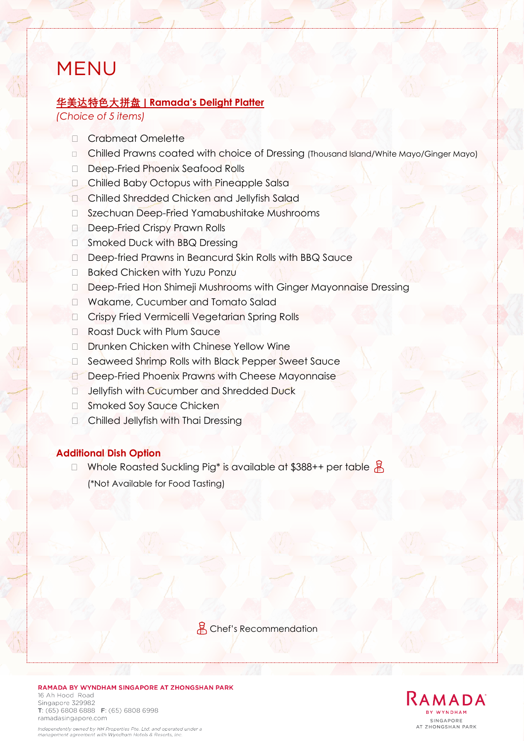# MENU

**华美达特色大拼盘 | Ramada's Delight Platter**

*(Choice of 5 items)*

- Crabmeat Omelette
- Chilled Prawns coated with choice of Dressing (Thousand Island/White Mayo/Ginger Mayo)
- Deep-Fried Phoenix Seafood Rolls
- Chilled Baby Octopus with Pineapple Salsa
- Chilled Shredded Chicken and Jellyfish Salad
- Szechuan Deep-Fried Yamabushitake Mushrooms
- Deep-Fried Crispy Prawn Rolls
- Smoked Duck with BBQ Dressing
- Deep-fried Prawns in Beancurd Skin Rolls with BBQ Sauce
- Baked Chicken with Yuzu Ponzu
- Deep-Fried Hon Shimeji Mushrooms with Ginger Mayonnaise Dressing
- Wakame, Cucumber and Tomato Salad
- Crispy Fried Vermicelli Vegetarian Spring Rolls
- Roast Duck with Plum Sauce
- Drunken Chicken with Chinese Yellow Wine
- Seaweed Shrimp Rolls with Black Pepper Sweet Sauce
- Deep-Fried Phoenix Prawns with Cheese Mayonnaise
- Jellyfish with Cucumber and Shredded Duck
- Smoked Soy Sauce Chicken
- Chilled Jellyfish with Thai Dressing

**Additional Dish Option**

- Whole Roasted Suckling Pig* is available at $388++ per table

  (*Not Available for Food Tasting)

Chef's Recommendation

**RAMADA BY WYNDHAM SINGAPORE AT ZHONGSHAN PARK**
16 Ah Hood Road
Singapore 329982
T: (65) 6808 6888 F: (65) 6808 6998
ramadasingapore.com

*Independently owned by HH Properties Pte. Ltd. and operated under a management agreement with Wyndham Hotels & Resorts, Inc.*

RAMADA BY WYNDHAM SINGAPORE AT ZHONGSHAN PARK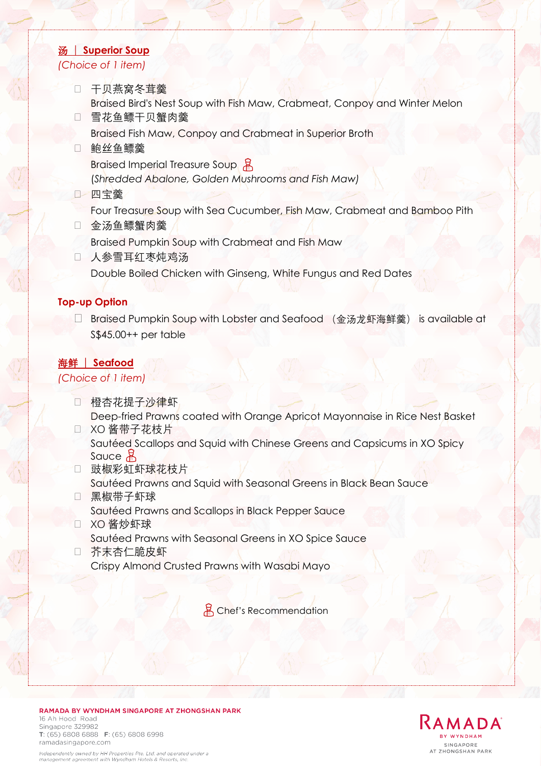## 汤 | Superior Soup

*(Choice of 1 item)*

- ☐ 干贝燕窝冬茸羹
  Braised Bird's Nest Soup with Fish Maw, Crabmeat, Conpoy and Winter Melon
- ☐ 雪花鱼鳔干贝蟹肉羹
  Braised Fish Maw, Conpoy and Crabmeat in Superior Broth
- ☐ 鲍丝鱼鳔羹
  Braised Imperial Treasure Soup 👨‍🍳
  *(Shredded Abalone, Golden Mushrooms and Fish Maw)*
- ☐ 四宝羹
  Four Treasure Soup with Sea Cucumber, Fish Maw, Crabmeat and Bamboo Pith
- ☐ 金汤鱼鳔蟹肉羹
  Braised Pumpkin Soup with Crabmeat and Fish Maw
- ☐ 人参雪耳红枣炖鸡汤
  Double Boiled Chicken with Ginseng, White Fungus and Red Dates

### Top-up Option

- ☐ Braised Pumpkin Soup with Lobster and Seafood （金汤龙虾海鲜羹） is available at S$45.00++ per table

## 海鲜 | Seafood

*(Choice of 1 item)*

- ☐ 橙杏花提子沙律虾
  Deep-fried Prawns coated with Orange Apricot Mayonnaise in Rice Nest Basket
- ☐ XO 酱带子花枝片
  Sautéed Scallops and Squid with Chinese Greens and Capsicums in XO Spicy Sauce 👨‍🍳
- ☐ 豉椒彩虹虾球花枝片
  Sautéed Prawns and Squid with Seasonal Greens in Black Bean Sauce
- ☐ 黑椒带子虾球
  Sautéed Prawns and Scallops in Black Pepper Sauce
- ☐ XO 酱炒虾球
  Sautéed Prawns with Seasonal Greens in XO Spice Sauce
- ☐ 芥末杏仁脆皮虾
  Crispy Almond Crusted Prawns with Wasabi Mayo

👨‍🍳 Chef's Recommendation

**RAMADA BY WYNDHAM SINGAPORE AT ZHONGSHAN PARK**
16 Ah Hood Road
Singapore 329982
T: (65) 6808 6888 F: (65) 6808 6998
ramadasingapore.com

*Independently owned by HH Properties Pte. Ltd. and operated under a management agreement with Wyndham Hotels & Resorts, Inc.*

RAMADA BY WYNDHAM SINGAPORE AT ZHONGSHAN PARK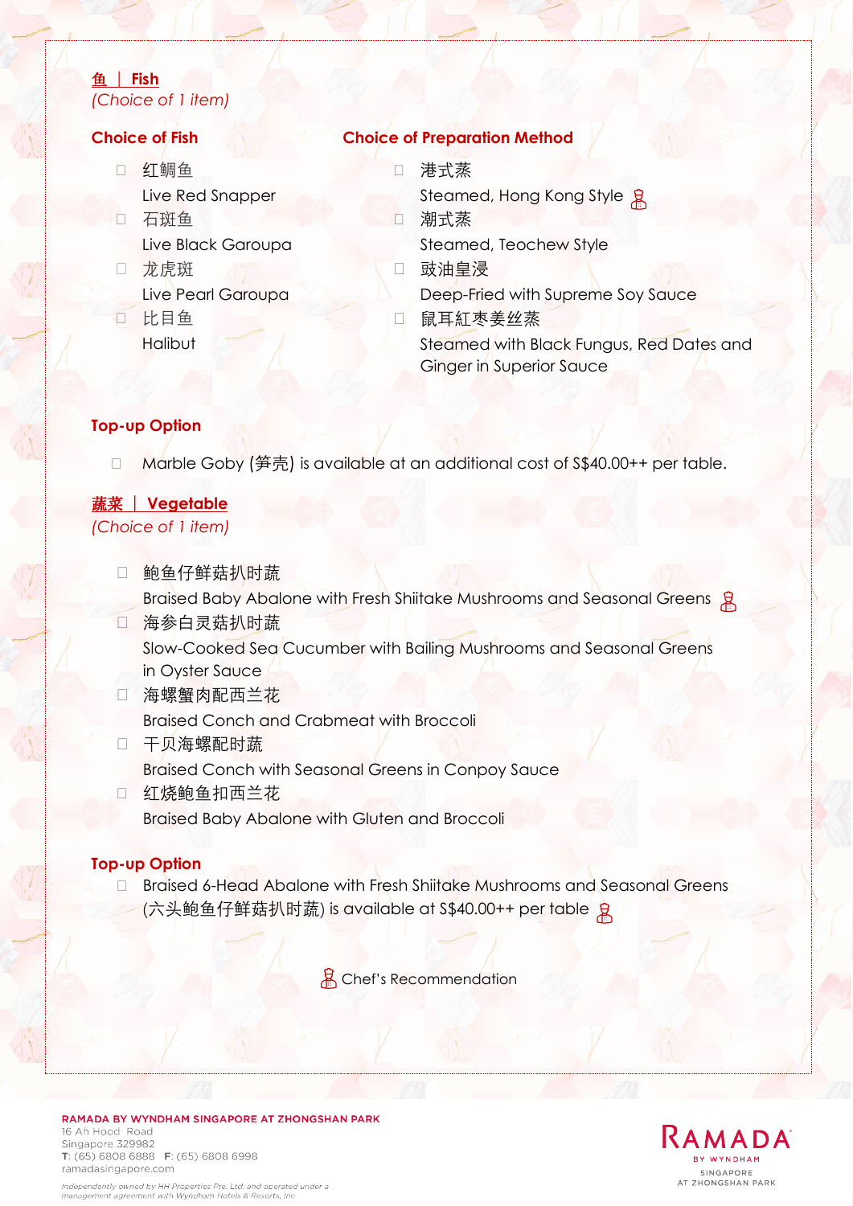## 鱼 | Fish

*(Choice of 1 item)*

**Choice of Fish**

- ☐ 红鲷鱼
  Live Red Snapper
- ☐ 石斑鱼
  Live Black Garoupa
- ☐ 龙虎斑
  Live Pearl Garoupa
- ☐ 比目鱼
  Halibut

**Choice of Preparation Method**

- ☐ 港式蒸
  Steamed, Hong Kong Style (Chef's Recommendation)
- ☐ 潮式蒸
  Steamed, Teochew Style
- ☐ 豉油皇浸
  Deep-Fried with Supreme Soy Sauce
- ☐ 鼠耳紅枣姜丝蒸
  Steamed with Black Fungus, Red Dates and Ginger in Superior Sauce

**Top-up Option**

- ☐ Marble Goby (笋壳) is available at an additional cost of S$40.00++ per table.

## 蔬菜 | Vegetable

*(Choice of 1 item)*

- ☐ 鲍鱼仔鲜菇扒时蔬
  Braised Baby Abalone with Fresh Shiitake Mushrooms and Seasonal Greens (Chef's Recommendation)
- ☐ 海参白灵菇扒时蔬
  Slow-Cooked Sea Cucumber with Bailing Mushrooms and Seasonal Greens in Oyster Sauce
- ☐ 海螺蟹肉配西兰花
  Braised Conch and Crabmeat with Broccoli
- ☐ 干贝海螺配时蔬
  Braised Conch with Seasonal Greens in Conpoy Sauce
- ☐ 红烧鲍鱼扣西兰花
  Braised Baby Abalone with Gluten and Broccoli

**Top-up Option**

- ☐ Braised 6-Head Abalone with Fresh Shiitake Mushrooms and Seasonal Greens (六头鲍鱼仔鲜菇扒时蔬) is available at S$40.00++ per table (Chef's Recommendation)

Chef's Recommendation

**RAMADA BY WYNDHAM SINGAPORE AT ZHONGSHAN PARK**
16 Ah Hood Road
Singapore 329982
T: (65) 6808 6888 F: (65) 6808 6998
ramadasingapore.com

*Independently owned by HH Properties Pte. Ltd. and operated under a management agreement with Wyndham Hotels & Resorts, Inc.*

RAMADA BY WYNDHAM SINGAPORE AT ZHONGSHAN PARK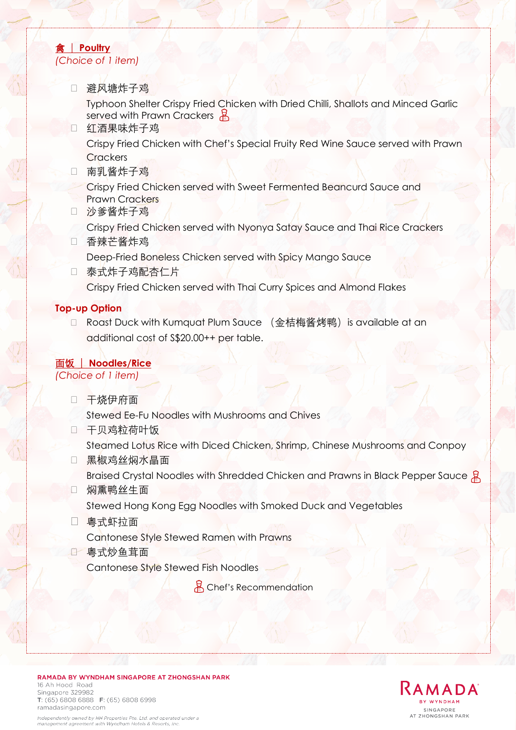## 禽 | Poultry
*(Choice of 1 item)*

- ☐ 避风塘炸子鸡
  Typhoon Shelter Crispy Fried Chicken with Dried Chilli, Shallots and Minced Garlic served with Prawn Crackers 👨‍🍳
- ☐ 红酒果味炸子鸡
  Crispy Fried Chicken with Chef's Special Fruity Red Wine Sauce served with Prawn Crackers
- ☐ 南乳酱炸子鸡
  Crispy Fried Chicken served with Sweet Fermented Beancurd Sauce and Prawn Crackers
- ☐ 沙爹酱炸子鸡
  Crispy Fried Chicken served with Nyonya Satay Sauce and Thai Rice Crackers
- ☐ 香辣芒酱炸鸡
  Deep-Fried Boneless Chicken served with Spicy Mango Sauce
- ☐ 泰式炸子鸡配杏仁片
  Crispy Fried Chicken served with Thai Curry Spices and Almond Flakes

**Top-up Option**

- ☐ Roast Duck with Kumquat Plum Sauce （金桔梅酱烤鸭）is available at an additional cost of S$20.00++ per table.

## 面饭 | Noodles/Rice
*(Choice of 1 item)*

- ☐ 干烧伊府面
  Stewed Ee-Fu Noodles with Mushrooms and Chives
- ☐ 干贝鸡粒荷叶饭
  Steamed Lotus Rice with Diced Chicken, Shrimp, Chinese Mushrooms and Conpoy
- ☐ 黑椒鸡丝焖水晶面
  Braised Crystal Noodles with Shredded Chicken and Prawns in Black Pepper Sauce 👨‍🍳
- ☐ 焖熏鸭丝生面
  Stewed Hong Kong Egg Noodles with Smoked Duck and Vegetables
- ☐ 粤式虾拉面
  Cantonese Style Stewed Ramen with Prawns
- ☐ 粤式炒鱼茸面
  Cantonese Style Stewed Fish Noodles

👨‍🍳 Chef's Recommendation

**RAMADA BY WYNDHAM SINGAPORE AT ZHONGSHAN PARK**
16 Ah Hood Road
Singapore 329982
T: (65) 6808 6888 F: (65) 6808 6998
ramadasingapore.com

*Independently owned by HH Properties Pte. Ltd. and operated under a management agreement with Wyndham Hotels & Resorts, Inc.*

RAMADA BY WYNDHAM SINGAPORE AT ZHONGSHAN PARK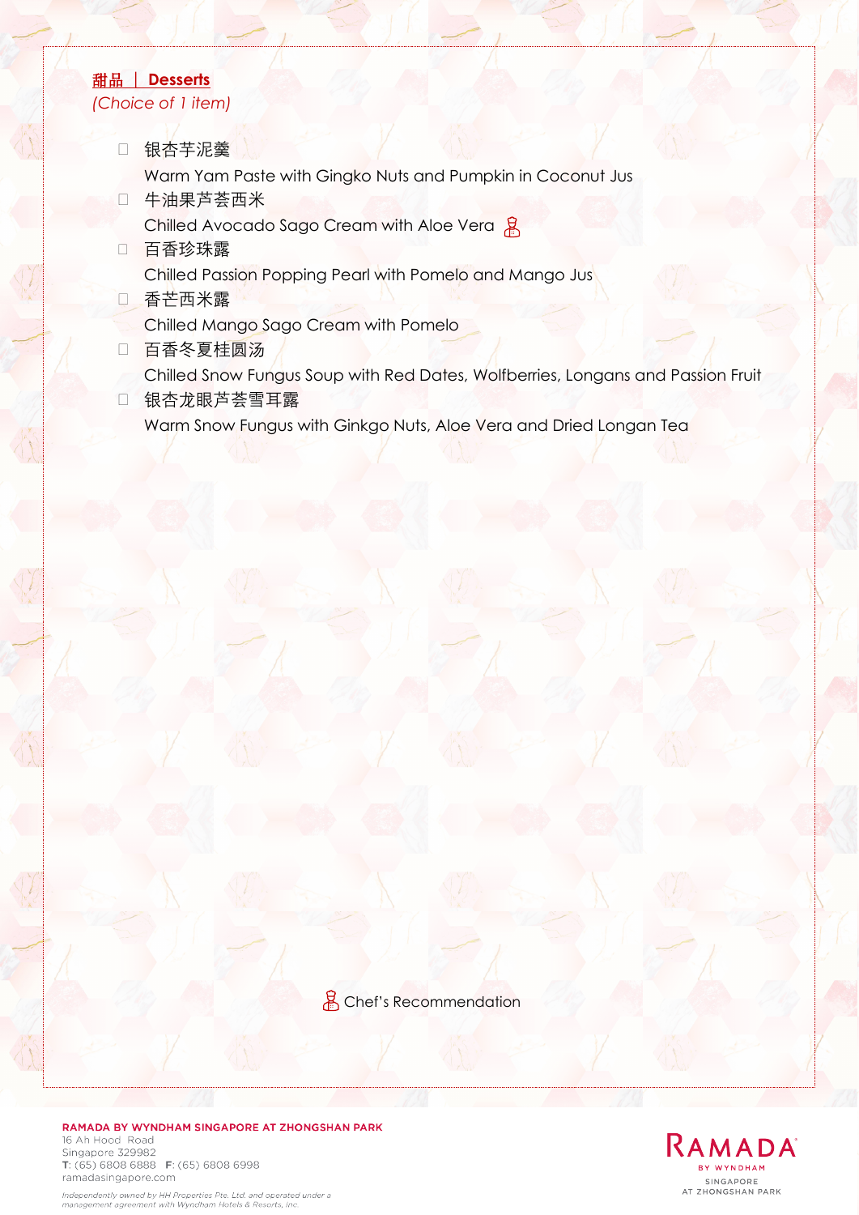## 甜品 | Desserts

*(Choice of 1 item)*

- 银杏芋泥羹
  Warm Yam Paste with Gingko Nuts and Pumpkin in Coconut Jus
- 牛油果芦荟西米
  Chilled Avocado Sago Cream with Aloe Vera (Chef's Recommendation)
- 百香珍珠露
  Chilled Passion Popping Pearl with Pomelo and Mango Jus
- 香芒西米露
  Chilled Mango Sago Cream with Pomelo
- 百香冬夏桂圆汤
  Chilled Snow Fungus Soup with Red Dates, Wolfberries, Longans and Passion Fruit
- 银杏龙眼芦荟雪耳露
  Warm Snow Fungus with Ginkgo Nuts, Aloe Vera and Dried Longan Tea

Chef's Recommendation

**RAMADA BY WYNDHAM SINGAPORE AT ZHONGSHAN PARK**
16 Ah Hood Road
Singapore 329982
T: (65) 6808 6888 F: (65) 6808 6998
ramadasingapore.com

*Independently owned by HH Properties Pte. Ltd. and operated under a management agreement with Wyndham Hotels & Resorts, Inc.*

RAMADA BY WYNDHAM SINGAPORE AT ZHONGSHAN PARK